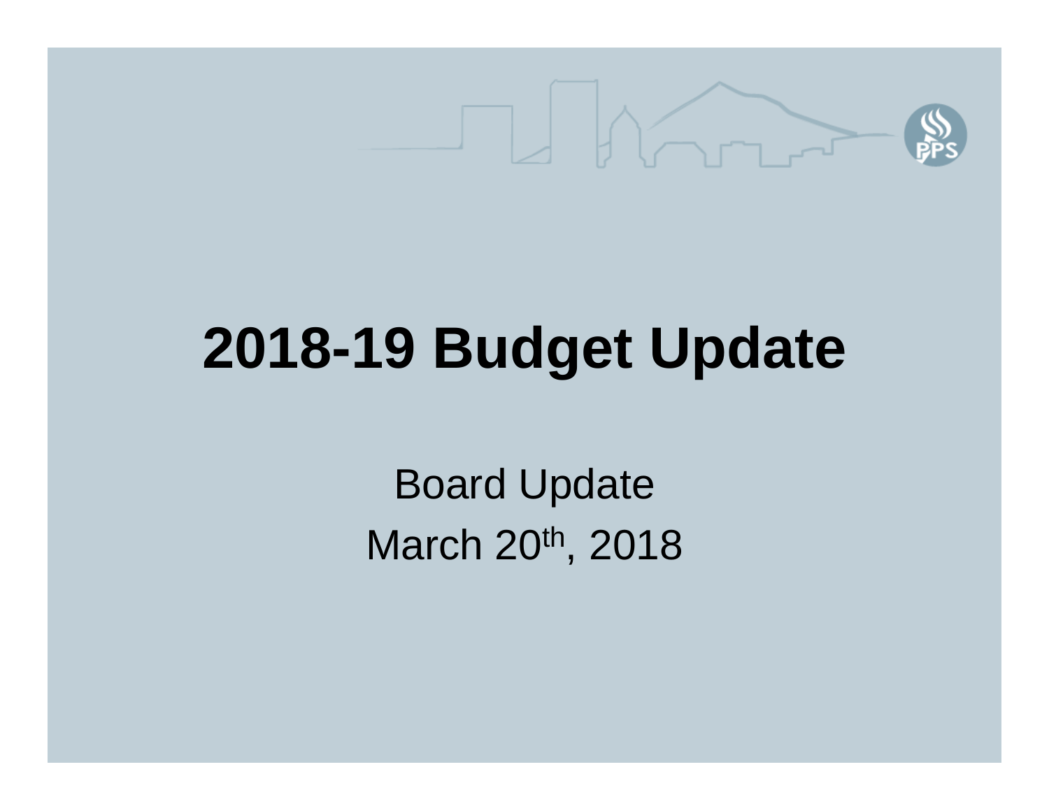# 2018-19 Budget Update

Board Update

March 20th, 2018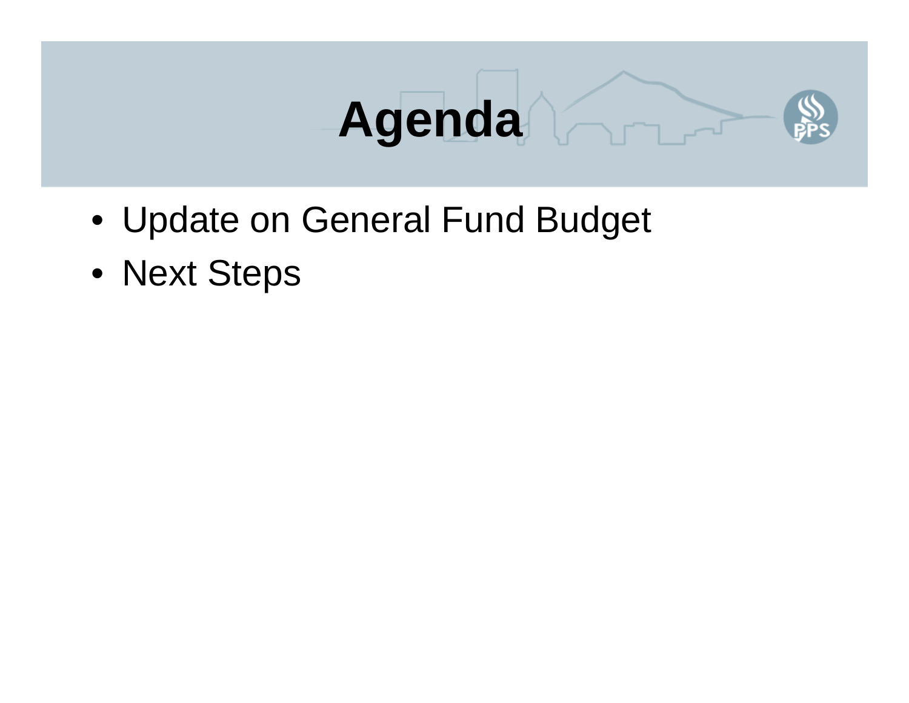# Agenda

- Update on General Fund Budget
- Next Steps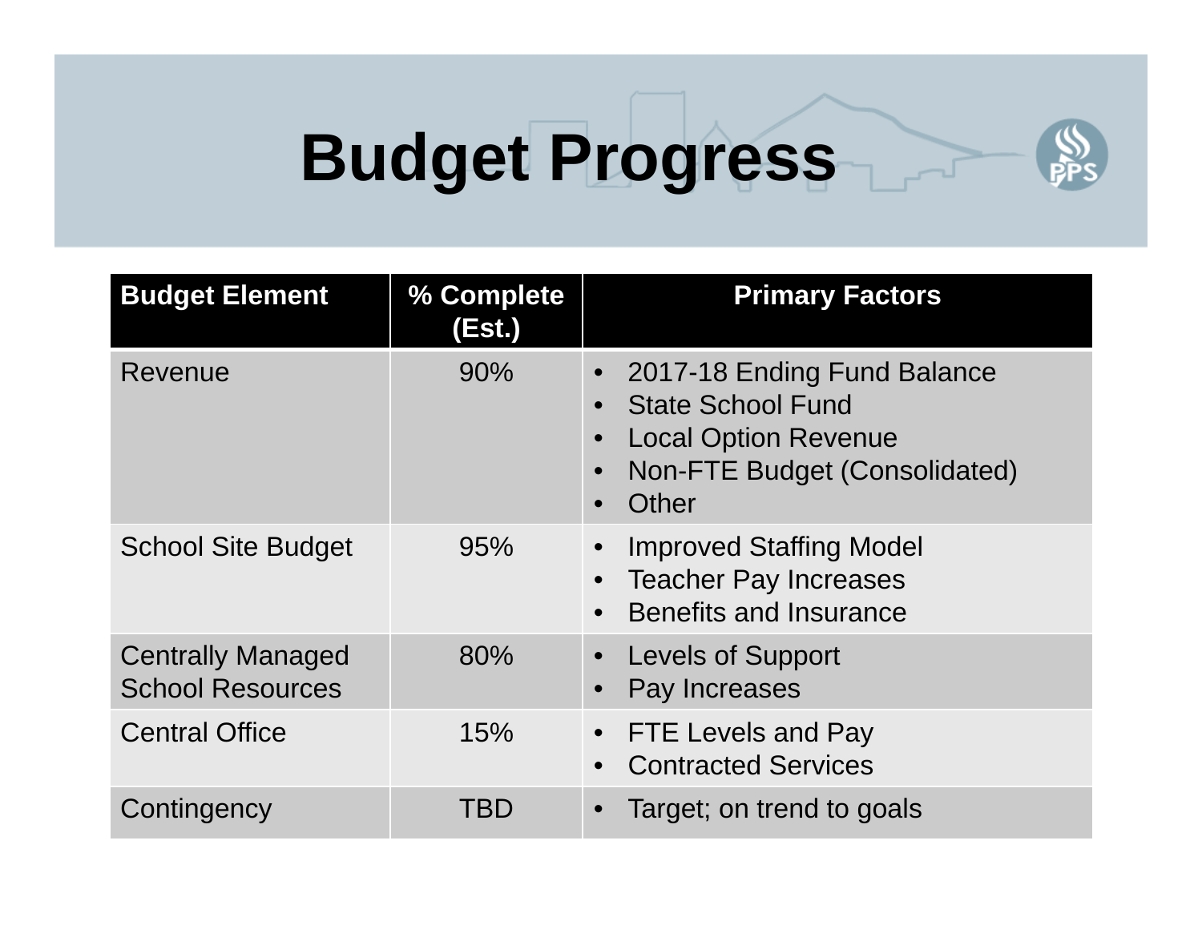# Budget Progress

| Budget Element | % Complete (Est.) | Primary Factors |
| --- | --- | --- |
| Revenue | 90% | • 2017-18 Ending Fund Balance<br>• State School Fund<br>• Local Option Revenue<br>• Non-FTE Budget (Consolidated)<br>• Other |
| School Site Budget | 95% | • Improved Staffing Model<br>• Teacher Pay Increases<br>• Benefits and Insurance |
| Centrally Managed School Resources | 80% | • Levels of Support<br>• Pay Increases |
| Central Office | 15% | • FTE Levels and Pay<br>• Contracted Services |
| Contingency | TBD | • Target; on trend to goals |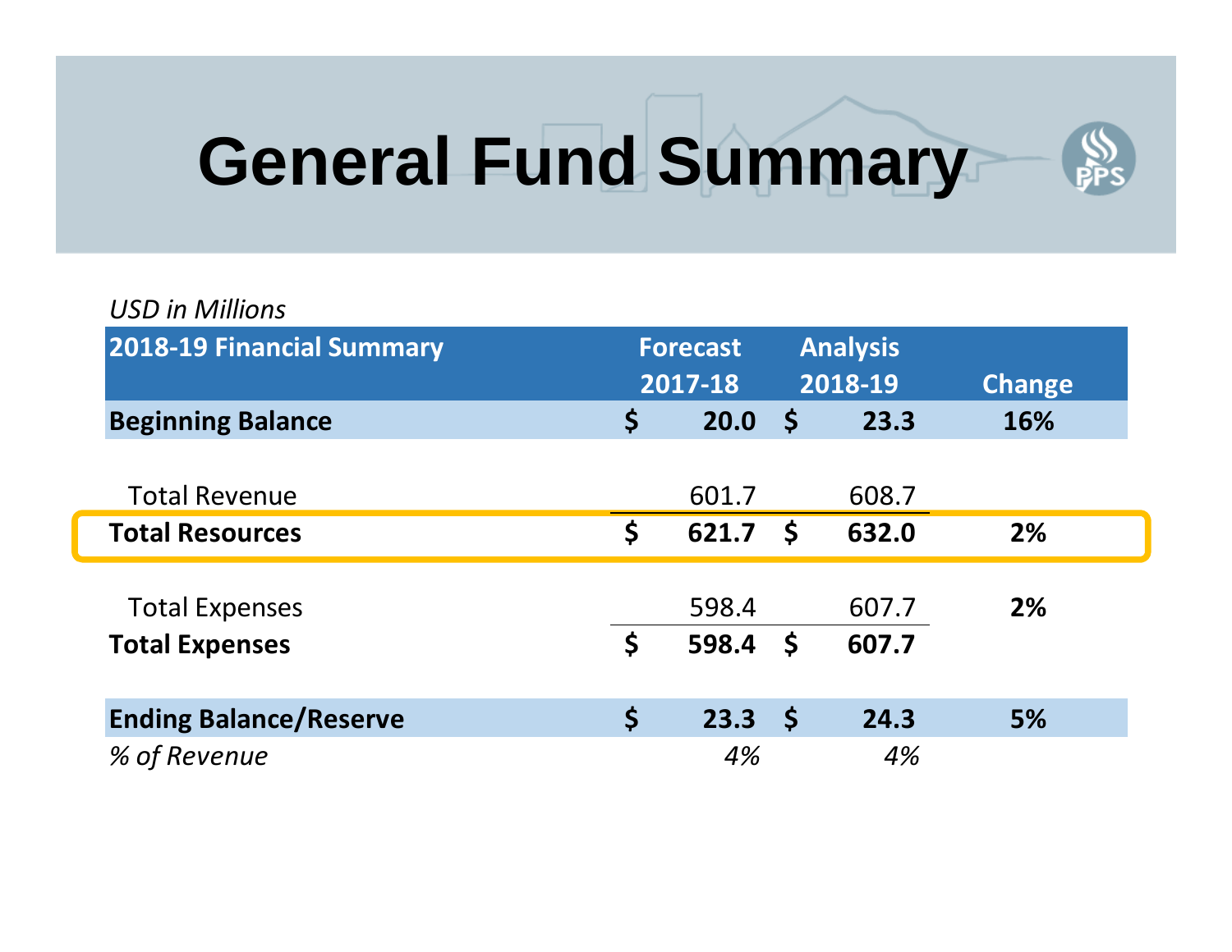# General Fund Summary

*USD in Millions*

| 2018-19 Financial Summary | Forecast 2017-18 | Analysis 2018-19 | Change |
|---|---|---|---|
| **Beginning Balance** | **$ 20.0** | **$ 23.3** | **16%** |
| | | | |
| Total Revenue | 601.7 | 608.7 | |
| **Total Resources** | **$ 621.7** | **$ 632.0** | **2%** |
| | | | |
| Total Expenses | 598.4 | 607.7 | **2%** |
| **Total Expenses** | **$ 598.4** | **$ 607.7** | |
| | | | |
| **Ending Balance/Reserve** | **$ 23.3** | **$ 24.3** | **5%** |
| *% of Revenue* | *4%* | *4%* | |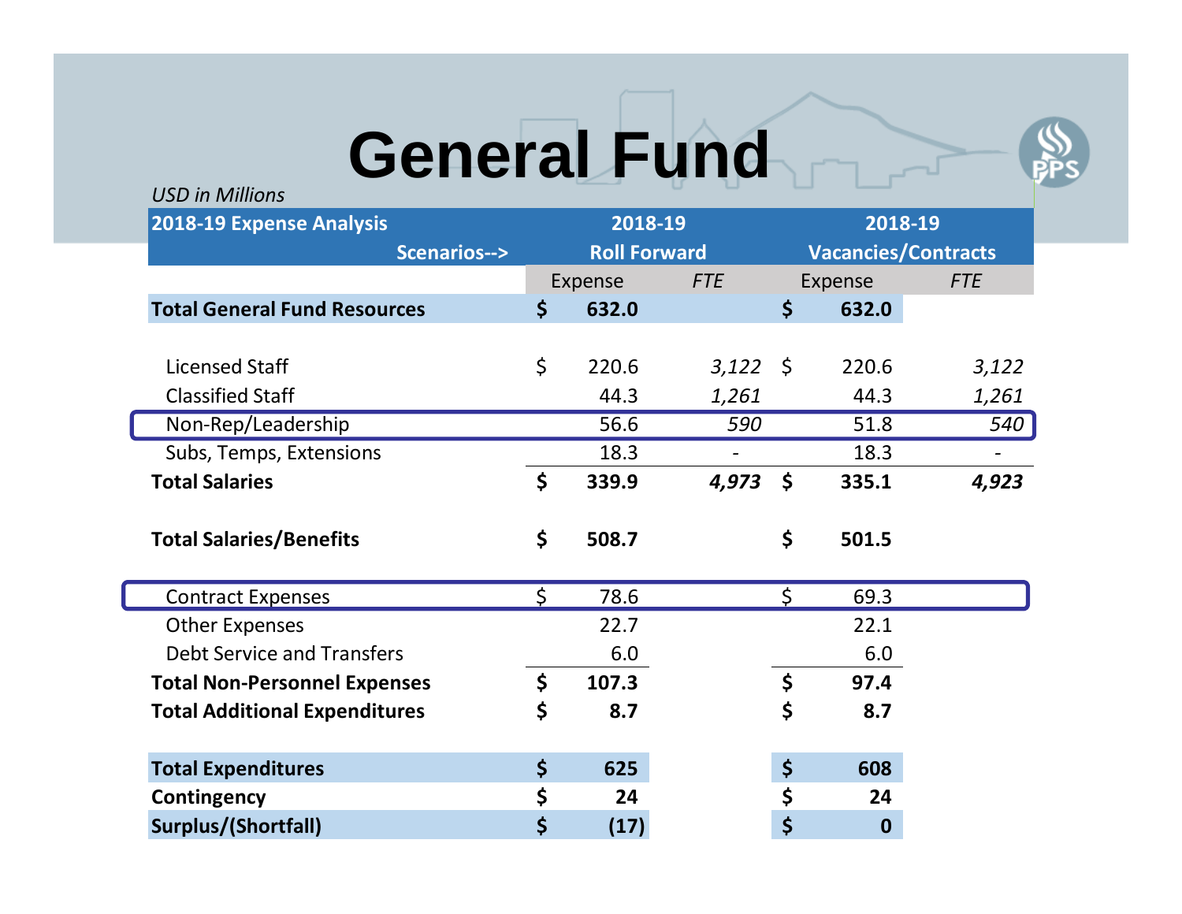# General Fund

*USD in Millions*

| 2018-19 Expense Analysis | 2018-19 | | 2018-19 | |
|---|---|---|---|---|
| Scenarios--> | Roll Forward | | Vacancies/Contracts | |
| | Expense | *FTE* | Expense | *FTE* |
| **Total General Fund Resources** | **$ 632.0** | | **$ 632.0** | |
| | | | | |
| Licensed Staff | $ 220.6 | *3,122* | $ 220.6 | *3,122* |
| Classified Staff | 44.3 | *1,261* | 44.3 | *1,261* |
| Non-Rep/Leadership | 56.6 | *590* | 51.8 | *540* |
| Subs, Temps, Extensions | 18.3 | - | 18.3 | - |
| **Total Salaries** | **$ 339.9** | ***4,973*** | **$ 335.1** | ***4,923*** |
| | | | | |
| **Total Salaries/Benefits** | **$ 508.7** | | **$ 501.5** | |
| | | | | |
| Contract Expenses | $ 78.6 | | $ 69.3 | |
| Other Expenses | 22.7 | | 22.1 | |
| Debt Service and Transfers | 6.0 | | 6.0 | |
| **Total Non-Personnel Expenses** | **$ 107.3** | | **$ 97.4** | |
| **Total Additional Expenditures** | **$ 8.7** | | **$ 8.7** | |
| | | | | |
| **Total Expenditures** | **$ 625** | | **$ 608** | |
| **Contingency** | **$ 24** | | **$ 24** | |
| **Surplus/(Shortfall)** | **$ (17)** | | **$ 0** | |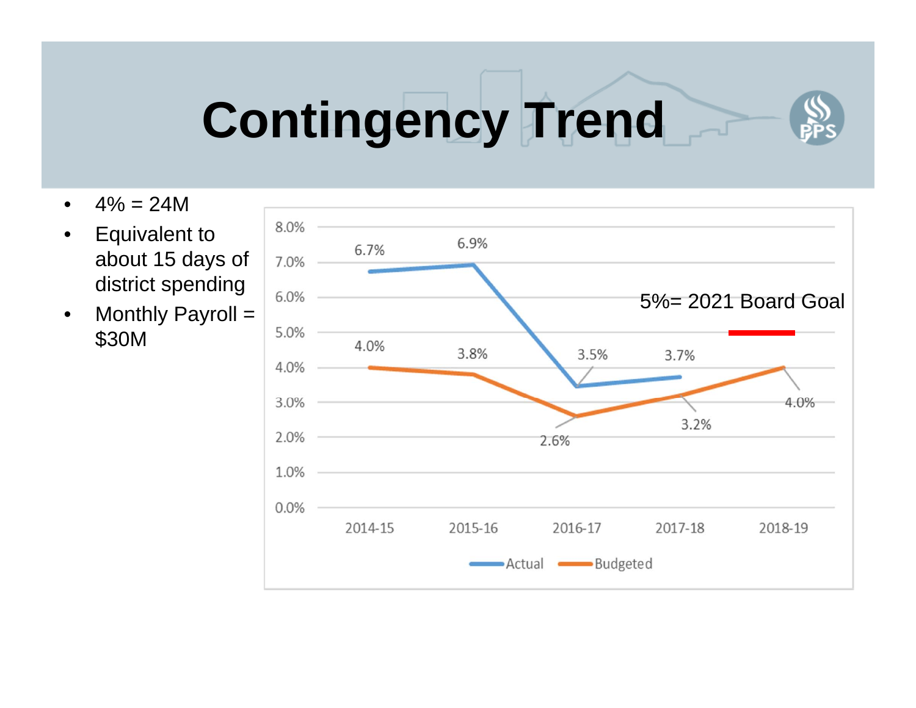# Contingency Trend

- 4% = 24M
- Equivalent to about 15 days of district spending
- Monthly Payroll = $30M

| Year | Actual | Budgeted |
| --- | --- | --- |
| 2014-15 | 6.7% | 4.0% |
| 2015-16 | 6.9% | 3.8% |
| 2016-17 | 3.5% | 2.6% |
| 2017-18 | 3.7% | 3.2% |
| 2018-19 | | 4.0% |

5%= 2021 Board Goal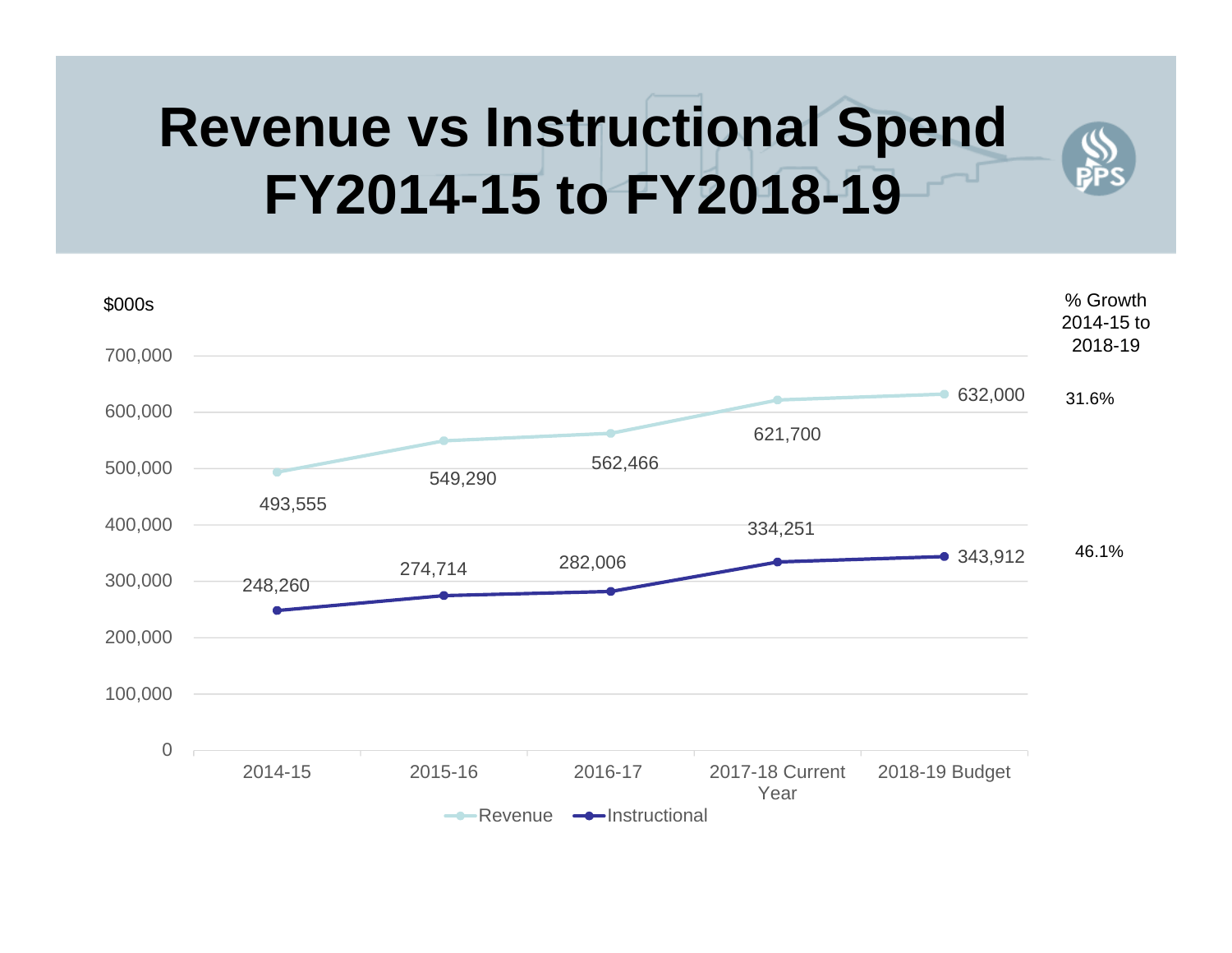# Revenue vs Instructional Spend FY2014-15 to FY2018-19

$000s

| | 2014-15 | 2015-16 | 2016-17 | 2017-18 Current Year | 2018-19 Budget | % Growth 2014-15 to 2018-19 |
|---|---|---|---|---|---|---|
| Revenue | 493,555 | 549,290 | 562,466 | 621,700 | 632,000 | 31.6% |
| Instructional | 248,260 | 274,714 | 282,006 | 334,251 | 343,912 | 46.1% |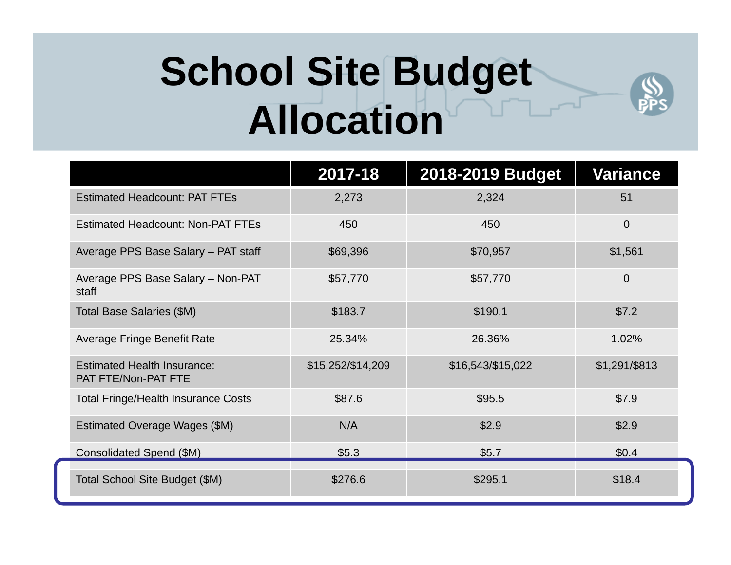# School Site Budget Allocation

| | 2017-18 | 2018-2019 Budget | Variance |
|---|---|---|---|
| Estimated Headcount: PAT FTEs | 2,273 | 2,324 | 51 |
| Estimated Headcount: Non-PAT FTEs | 450 | 450 | 0 |
| Average PPS Base Salary – PAT staff | $69,396 | $70,957 | $1,561 |
| Average PPS Base Salary – Non-PAT staff | $57,770 | $57,770 | 0 |
| Total Base Salaries ($M) | $183.7 | $190.1 | $7.2 |
| Average Fringe Benefit Rate | 25.34% | 26.36% | 1.02% |
| Estimated Health Insurance: PAT FTE/Non-PAT FTE | $15,252/$14,209 | $16,543/$15,022 | $1,291/$813 |
| Total Fringe/Health Insurance Costs | $87.6 | $95.5 | $7.9 |
| Estimated Overage Wages ($M) | N/A | $2.9 | $2.9 |
| Consolidated Spend ($M) | $5.3 | $5.7 | $0.4 |
| Total School Site Budget ($M) | $276.6 | $295.1 | $18.4 |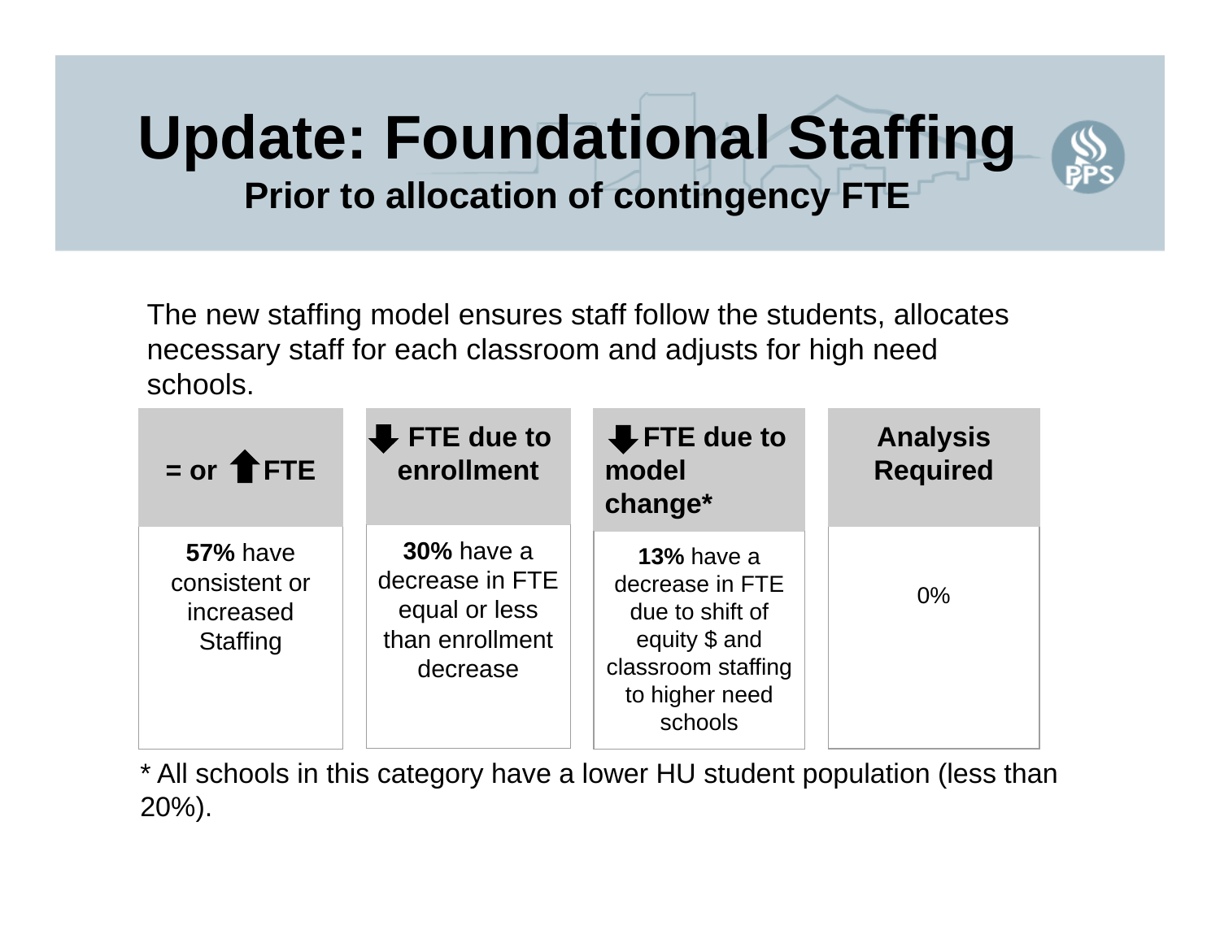# Update: Foundational Staffing

## Prior to allocation of contingency FTE

The new staffing model ensures staff follow the students, allocates necessary staff for each classroom and adjusts for high need schools.

| = or ⬆ FTE | ⬇ FTE due to enrollment | ⬇ FTE due to model change* | Analysis Required |
|---|---|---|---|
| **57%** have consistent or increased Staffing | **30%** have a decrease in FTE equal or less than enrollment decrease | **13%** have a decrease in FTE due to shift of equity $ and classroom staffing to higher need schools | 0% |

* All schools in this category have a lower HU student population (less than 20%).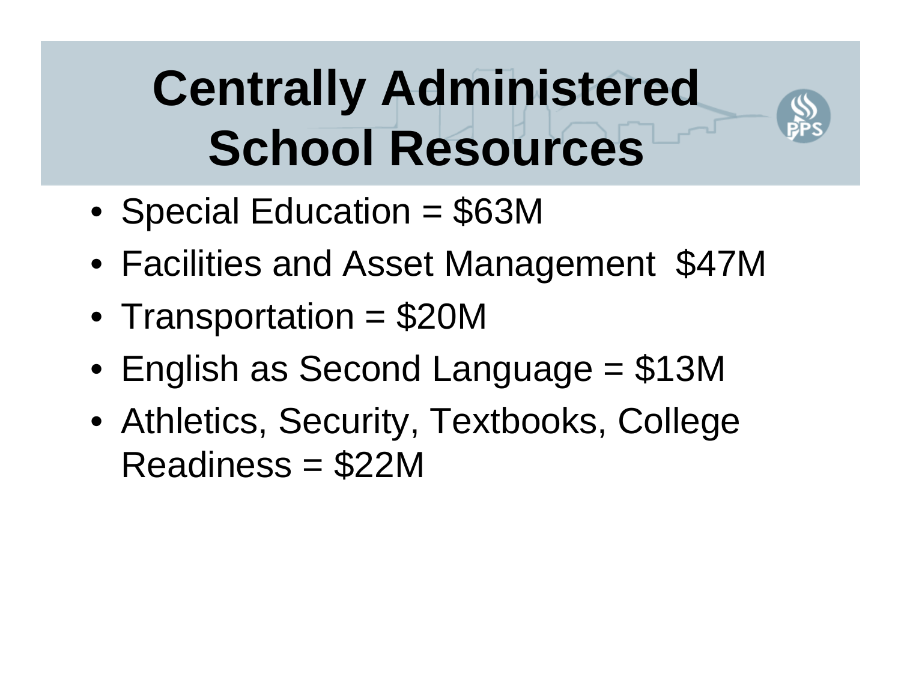# Centrally Administered School Resources

- Special Education = $63M
- Facilities and Asset Management  $47M
- Transportation = $20M
- English as Second Language = $13M
- Athletics, Security, Textbooks, College Readiness = $22M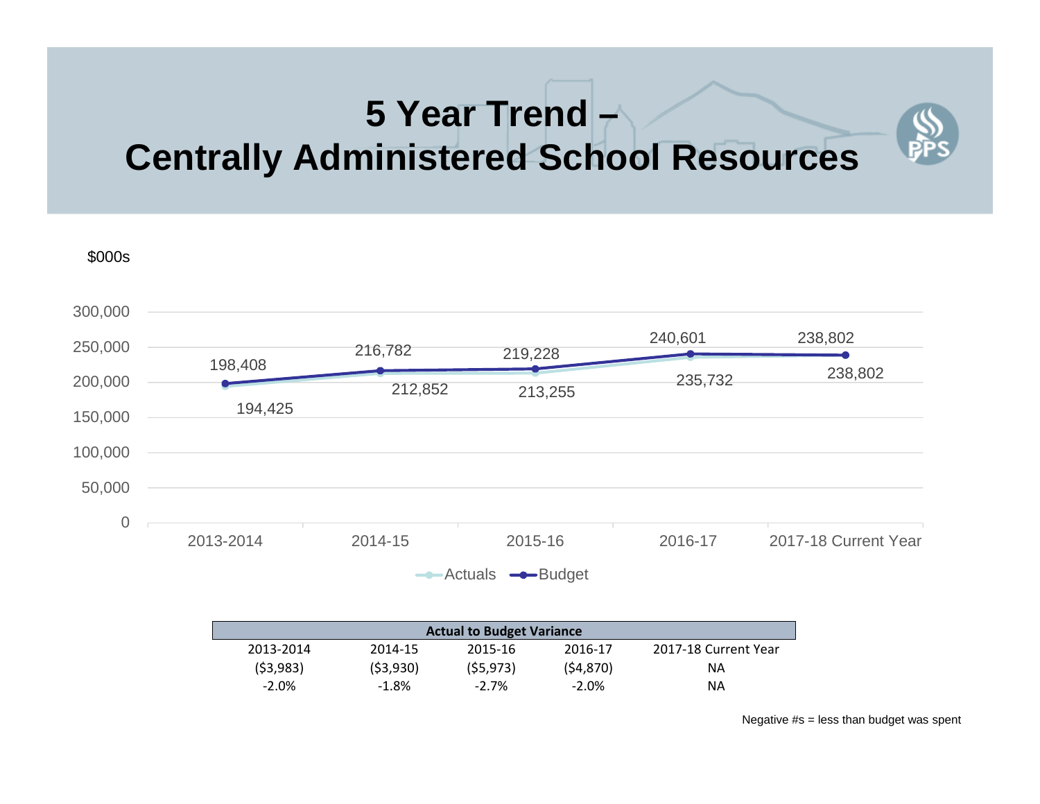# 5 Year Trend – Centrally Administered School Resources

$000s

| | 2013-2014 | 2014-15 | 2015-16 | 2016-17 | 2017-18 Current Year |
|---|---|---|---|---|---|
| Actuals | 194,425 | 212,852 | 213,255 | 235,732 | 238,802 |
| Budget | 198,408 | 216,782 | 219,228 | 240,601 | 238,802 |

| Actual to Budget Variance | | | | |
|---|---|---|---|---|
| 2013-2014 | 2014-15 | 2015-16 | 2016-17 | 2017-18 Current Year |
| ($3,983) | ($3,930) | ($5,973) | ($4,870) | NA |
| -2.0% | -1.8% | -2.7% | -2.0% | NA |

Negative #s = less than budget was spent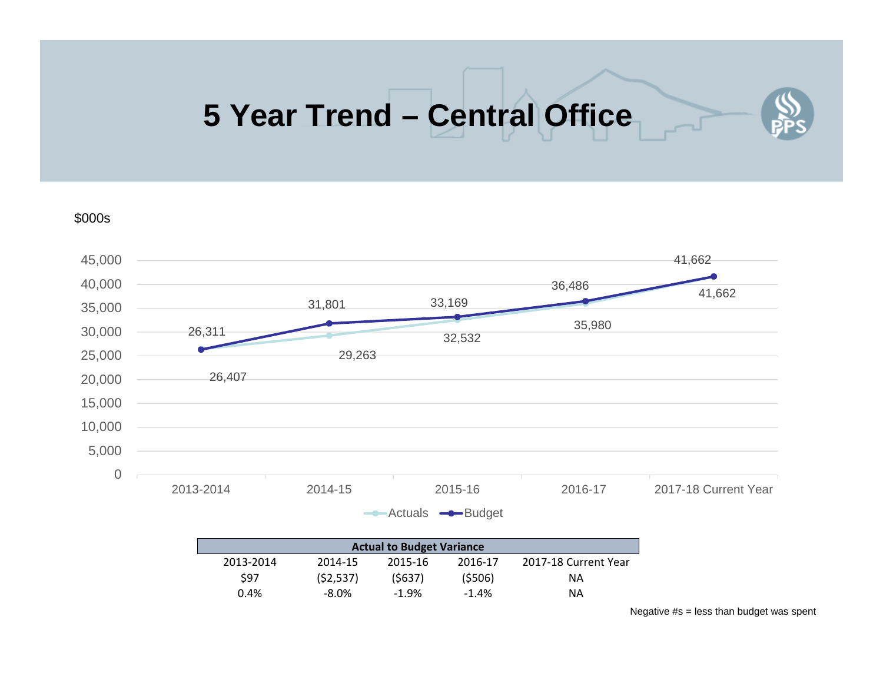# 5 Year Trend – Central Office

$000s

| | 2013-2014 | 2014-15 | 2015-16 | 2016-17 | 2017-18 Current Year |
|---|---|---|---|---|---|
| Actuals | 26,407 | 29,263 | 32,532 | 35,980 | 41,662 |
| Budget | 26,311 | 31,801 | 33,169 | 36,486 | 41,662 |

| Actual to Budget Variance | | | | |
|---|---|---|---|---|
| 2013-2014 | 2014-15 | 2015-16 | 2016-17 | 2017-18 Current Year |
| $97 | ($2,537) | ($637) | ($506) | NA |
| 0.4% | -8.0% | -1.9% | -1.4% | NA |

Negative #s = less than budget was spent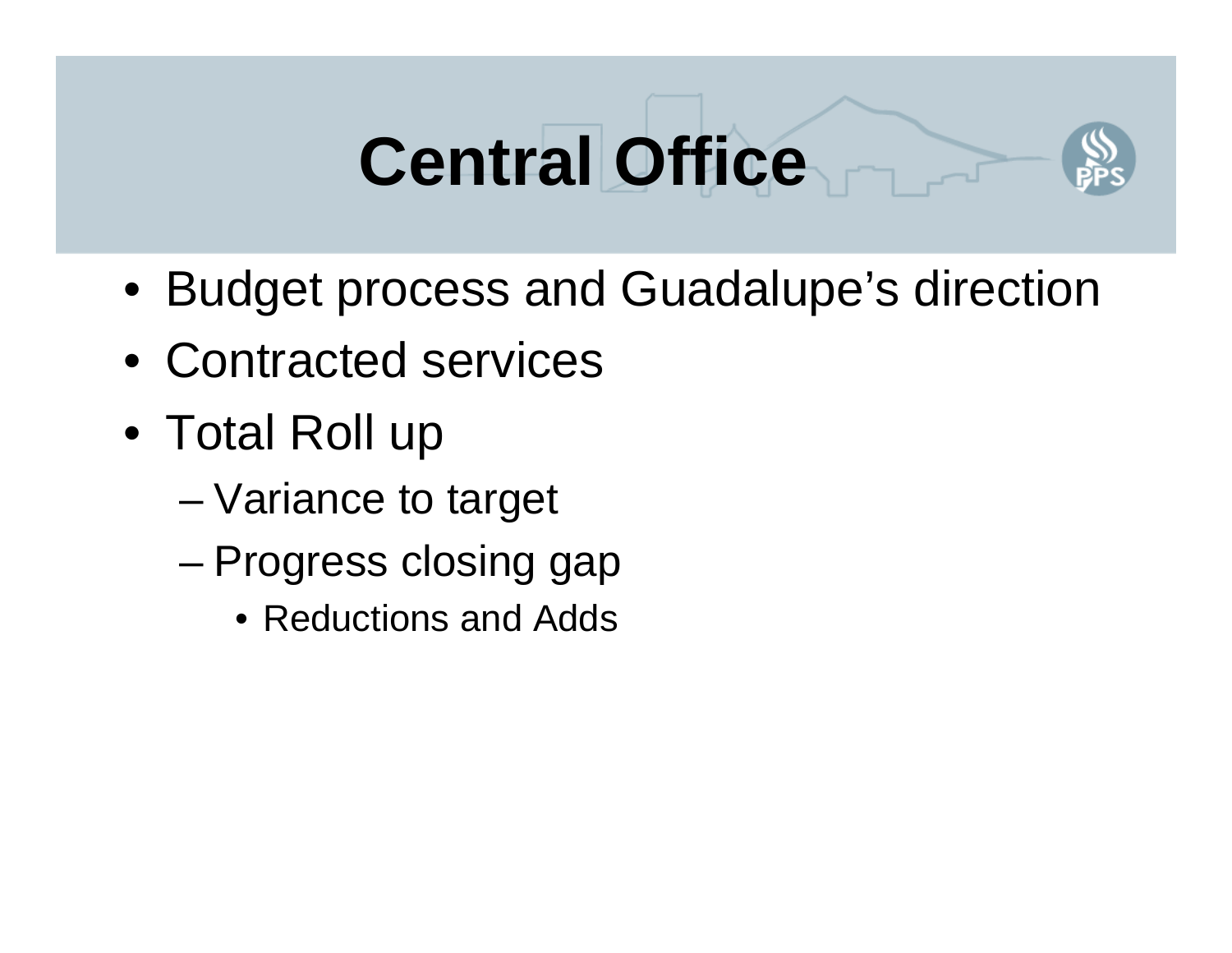# Central Office

- Budget process and Guadalupe's direction
- Contracted services
- Total Roll up
  - Variance to target
  - Progress closing gap
    - Reductions and Adds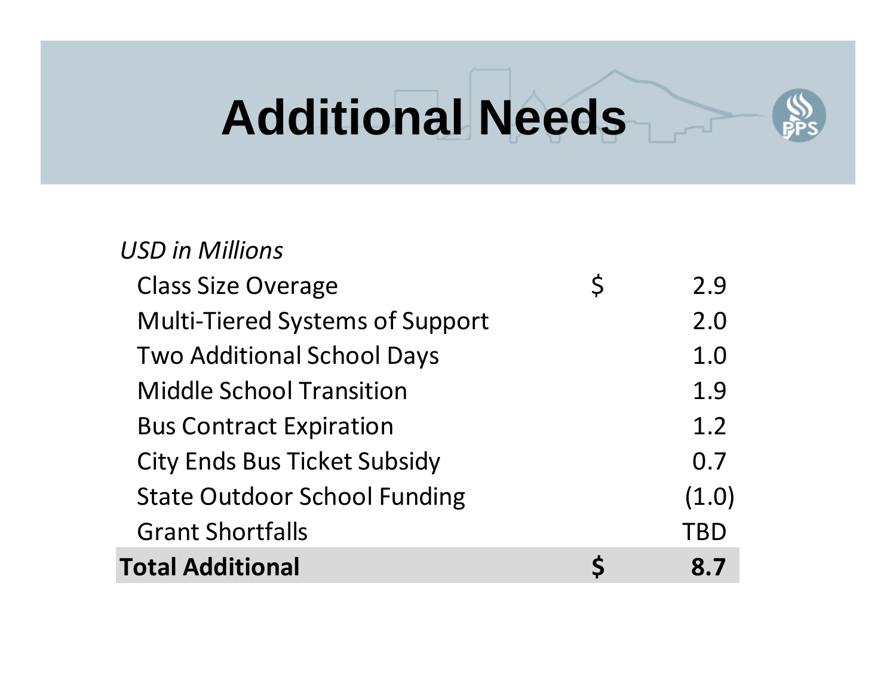# Additional Needs

| *USD in Millions* | | |
|---|---|---|
| Class Size Overage | $ | 2.9 |
| Multi-Tiered Systems of Support | | 2.0 |
| Two Additional School Days | | 1.0 |
| Middle School Transition | | 1.9 |
| Bus Contract Expiration | | 1.2 |
| City Ends Bus Ticket Subsidy | | 0.7 |
| State Outdoor School Funding | | (1.0) |
| Grant Shortfalls | | TBD |
| **Total Additional** | **$** | **8.7** |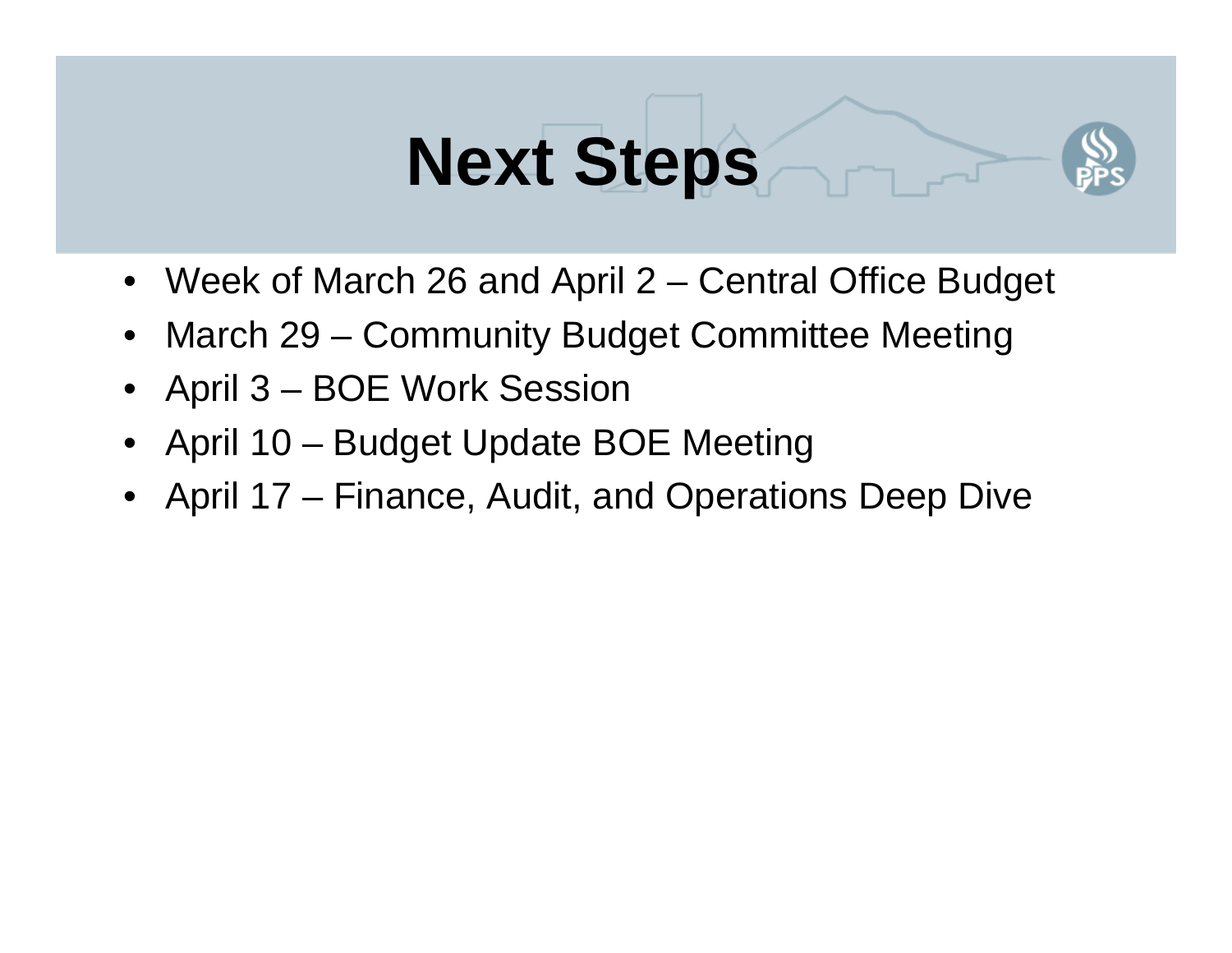# Next Steps

- Week of March 26 and April 2 – Central Office Budget
- March 29 – Community Budget Committee Meeting
- April 3 – BOE Work Session
- April 10 – Budget Update BOE Meeting
- April 17 – Finance, Audit, and Operations Deep Dive